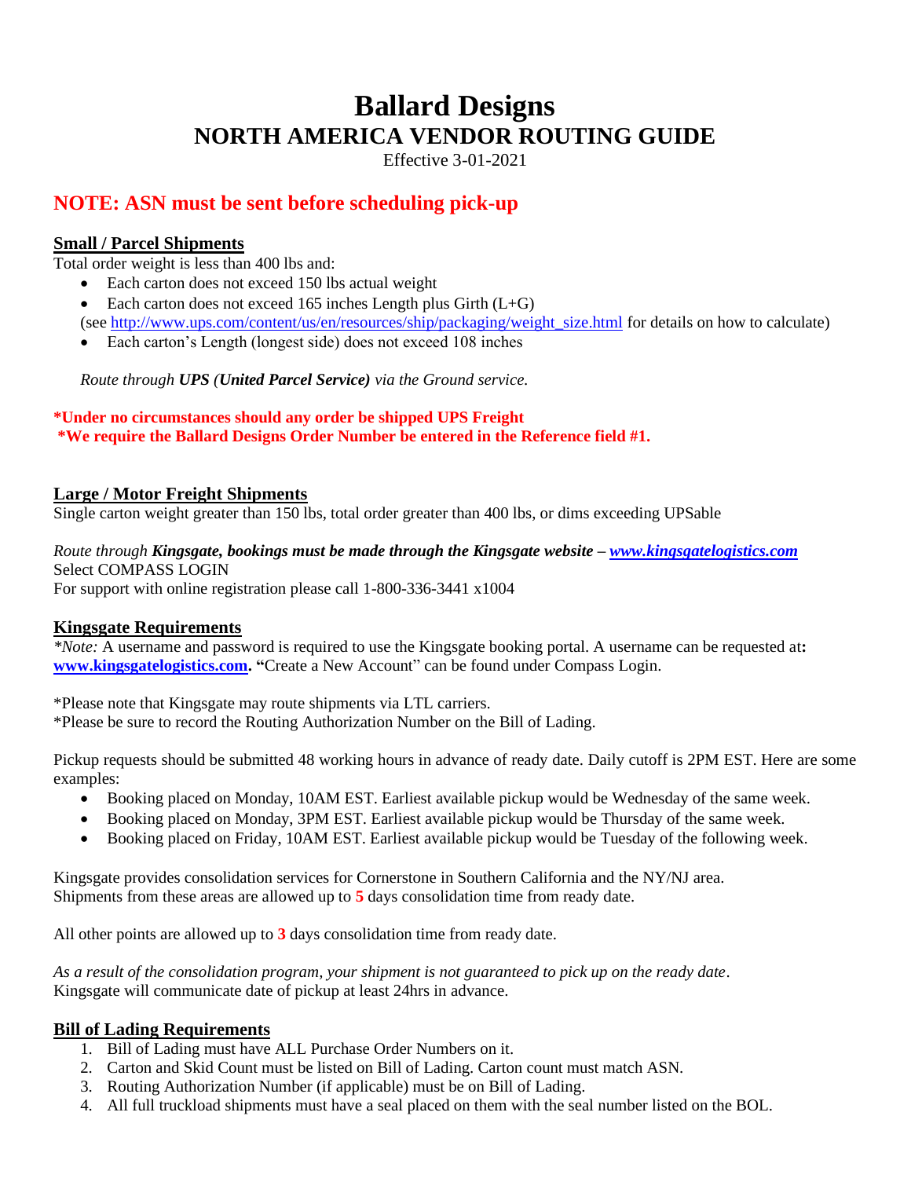# Ballard Designs

## NORTH AMERICA VENDOR ROUTING GUIDE

Effective 3-01-2021

## NOTE: ASN must be sent before scheduling pick-up

### Small / Parcel Shipments

Total order weight is less than 400 lbs and:

- Each carton does not exceed 150 lbs actual weight
- Each carton does not exceed 165 inches Length plus Girth (L+G)
  (see http://www.ups.com/content/us/en/resources/ship/packaging/weight_size.html for details on how to calculate)
- Each carton's Length (longest side) does not exceed 108 inches

*Route through **UPS (United Parcel Service)** via the Ground service.*

**\*Under no circumstances should any order be shipped UPS Freight**
**\*We require the Ballard Designs Order Number be entered in the Reference field #1.**

### Large / Motor Freight Shipments

Single carton weight greater than 150 lbs, total order greater than 400 lbs, or dims exceeding UPSable

*Route through **Kingsgate, bookings must be made through the Kingsgate website – www.kingsgatelogistics.com***
Select COMPASS LOGIN
For support with online registration please call 1-800-336-3441 x1004

### Kingsgate Requirements

*\*Note:* A username and password is required to use the Kingsgate booking portal. A username can be requested at**: www.kingsgatelogistics.com. "**Create a New Account" can be found under Compass Login.

\*Please note that Kingsgate may route shipments via LTL carriers.
\*Please be sure to record the Routing Authorization Number on the Bill of Lading.

Pickup requests should be submitted 48 working hours in advance of ready date. Daily cutoff is 2PM EST. Here are some examples:

- Booking placed on Monday, 10AM EST. Earliest available pickup would be Wednesday of the same week.
- Booking placed on Monday, 3PM EST. Earliest available pickup would be Thursday of the same week.
- Booking placed on Friday, 10AM EST. Earliest available pickup would be Tuesday of the following week.

Kingsgate provides consolidation services for Cornerstone in Southern California and the NY/NJ area.
Shipments from these areas are allowed up to **5** days consolidation time from ready date.

All other points are allowed up to **3** days consolidation time from ready date.

*As a result of the consolidation program, your shipment is not guaranteed to pick up on the ready date*.
Kingsgate will communicate date of pickup at least 24hrs in advance.

### Bill of Lading Requirements

1. Bill of Lading must have ALL Purchase Order Numbers on it.
2. Carton and Skid Count must be listed on Bill of Lading. Carton count must match ASN.
3. Routing Authorization Number (if applicable) must be on Bill of Lading.
4. All full truckload shipments must have a seal placed on them with the seal number listed on the BOL.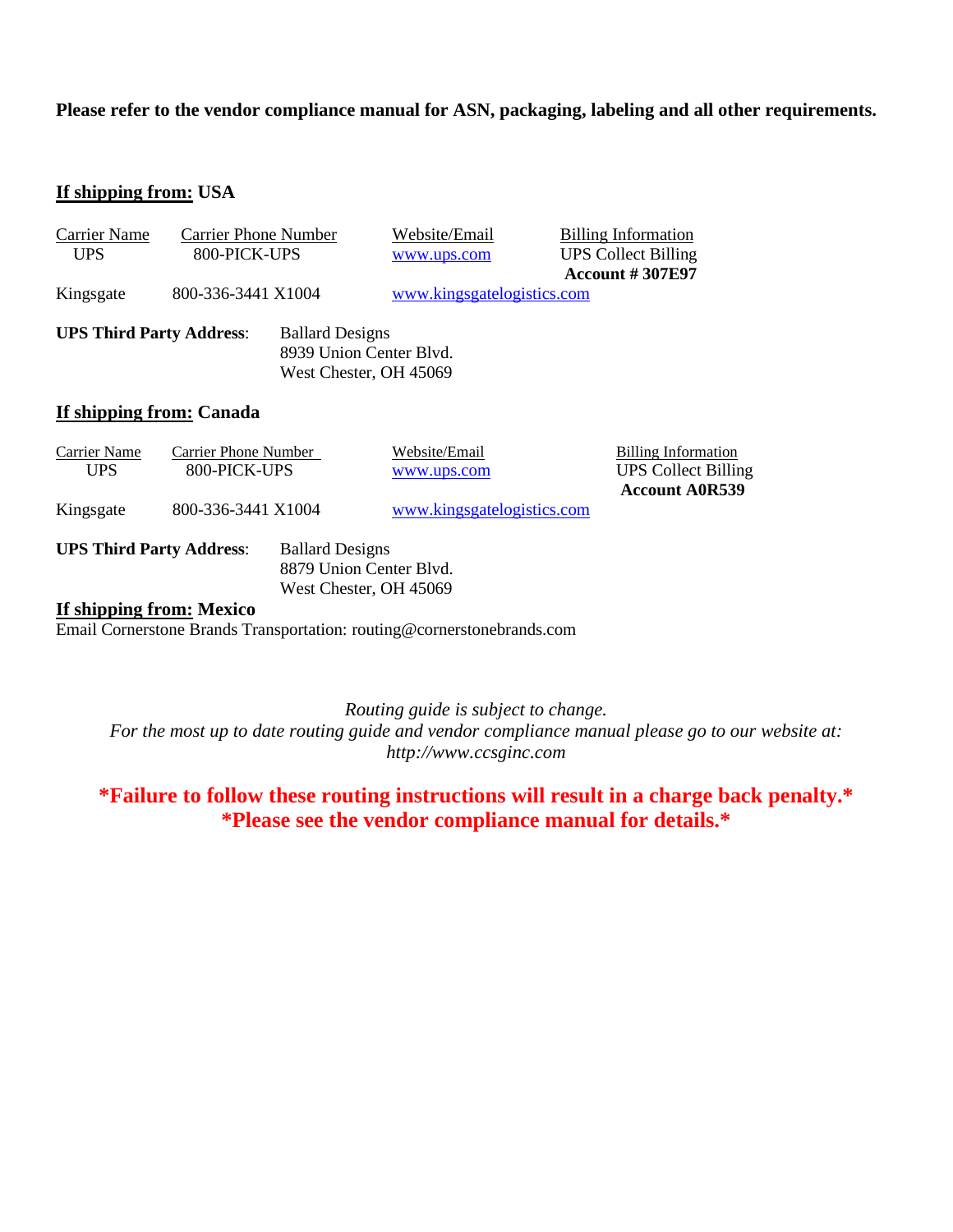**Please refer to the vendor compliance manual for ASN, packaging, labeling and all other requirements.**

**If shipping from: USA**

| Carrier Name | Carrier Phone Number | Website/Email | Billing Information |
|---|---|---|---|
| UPS | 800-PICK-UPS | www.ups.com | UPS Collect Billing **Account # 307E97** |
| Kingsgate | 800-336-3441 X1004 | www.kingsgatelogistics.com | |

**UPS Third Party Address**: Ballard Designs
8939 Union Center Blvd.
West Chester, OH 45069

**If shipping from: Canada**

| Carrier Name | Carrier Phone Number | Website/Email | Billing Information |
|---|---|---|---|
| UPS | 800-PICK-UPS | www.ups.com | UPS Collect Billing **Account A0R539** |
| Kingsgate | 800-336-3441 X1004 | www.kingsgatelogistics.com | |

**UPS Third Party Address**: Ballard Designs
8879 Union Center Blvd.
West Chester, OH 45069

**If shipping from: Mexico**

Email Cornerstone Brands Transportation: routing@cornerstonebrands.com

*Routing guide is subject to change.*
*For the most up to date routing guide and vendor compliance manual please go to our website at: http://www.ccsginc.com*

**\*Failure to follow these routing instructions will result in a charge back penalty.\***
**\*Please see the vendor compliance manual for details.\***